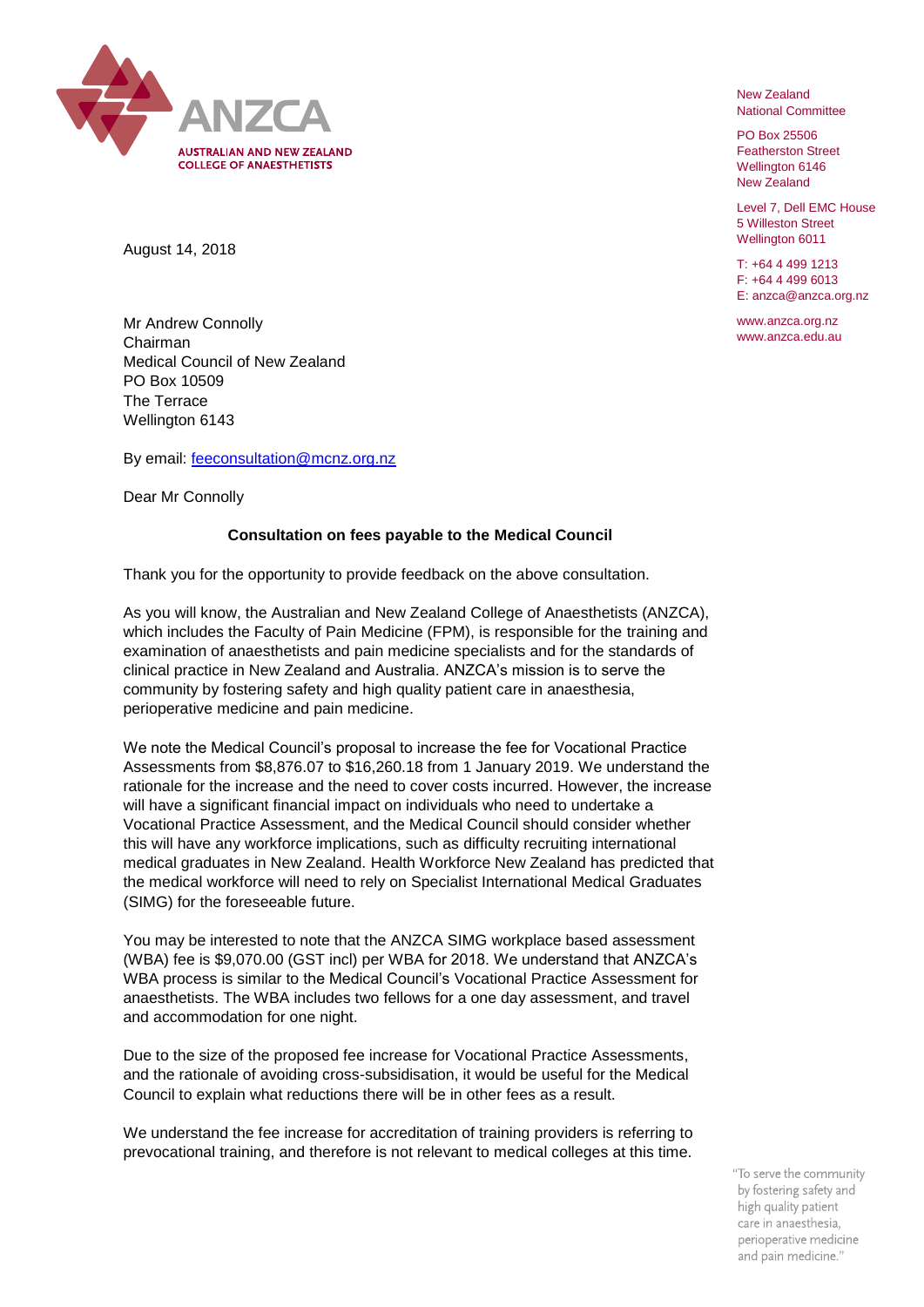ANZCA
AUSTRALIAN AND NEW ZEALAND COLLEGE OF ANAESTHETISTS

New Zealand
National Committee

PO Box 25506
Featherston Street
Wellington 6146
New Zealand

Level 7, Dell EMC House
5 Willeston Street
Wellington 6011

T: +64 4 499 1213
F: +64 4 499 6013
E: anzca@anzca.org.nz

www.anzca.org.nz
www.anzca.edu.au

August 14, 2018

Mr Andrew Connolly
Chairman
Medical Council of New Zealand
PO Box 10509
The Terrace
Wellington 6143

By email: feeconsultation@mcnz.org.nz

Dear Mr Connolly

**Consultation on fees payable to the Medical Council**

Thank you for the opportunity to provide feedback on the above consultation.

As you will know, the Australian and New Zealand College of Anaesthetists (ANZCA), which includes the Faculty of Pain Medicine (FPM), is responsible for the training and examination of anaesthetists and pain medicine specialists and for the standards of clinical practice in New Zealand and Australia. ANZCA's mission is to serve the community by fostering safety and high quality patient care in anaesthesia, perioperative medicine and pain medicine.

We note the Medical Council's proposal to increase the fee for Vocational Practice Assessments from $8,876.07 to $16,260.18 from 1 January 2019. We understand the rationale for the increase and the need to cover costs incurred. However, the increase will have a significant financial impact on individuals who need to undertake a Vocational Practice Assessment, and the Medical Council should consider whether this will have any workforce implications, such as difficulty recruiting international medical graduates in New Zealand. Health Workforce New Zealand has predicted that the medical workforce will need to rely on Specialist International Medical Graduates (SIMG) for the foreseeable future.

You may be interested to note that the ANZCA SIMG workplace based assessment (WBA) fee is $9,070.00 (GST incl) per WBA for 2018. We understand that ANZCA's WBA process is similar to the Medical Council's Vocational Practice Assessment for anaesthetists. The WBA includes two fellows for a one day assessment, and travel and accommodation for one night.

Due to the size of the proposed fee increase for Vocational Practice Assessments, and the rationale of avoiding cross-subsidisation, it would be useful for the Medical Council to explain what reductions there will be in other fees as a result.

We understand the fee increase for accreditation of training providers is referring to prevocational training, and therefore is not relevant to medical colleges at this time.

"To serve the community by fostering safety and high quality patient care in anaesthesia, perioperative medicine and pain medicine."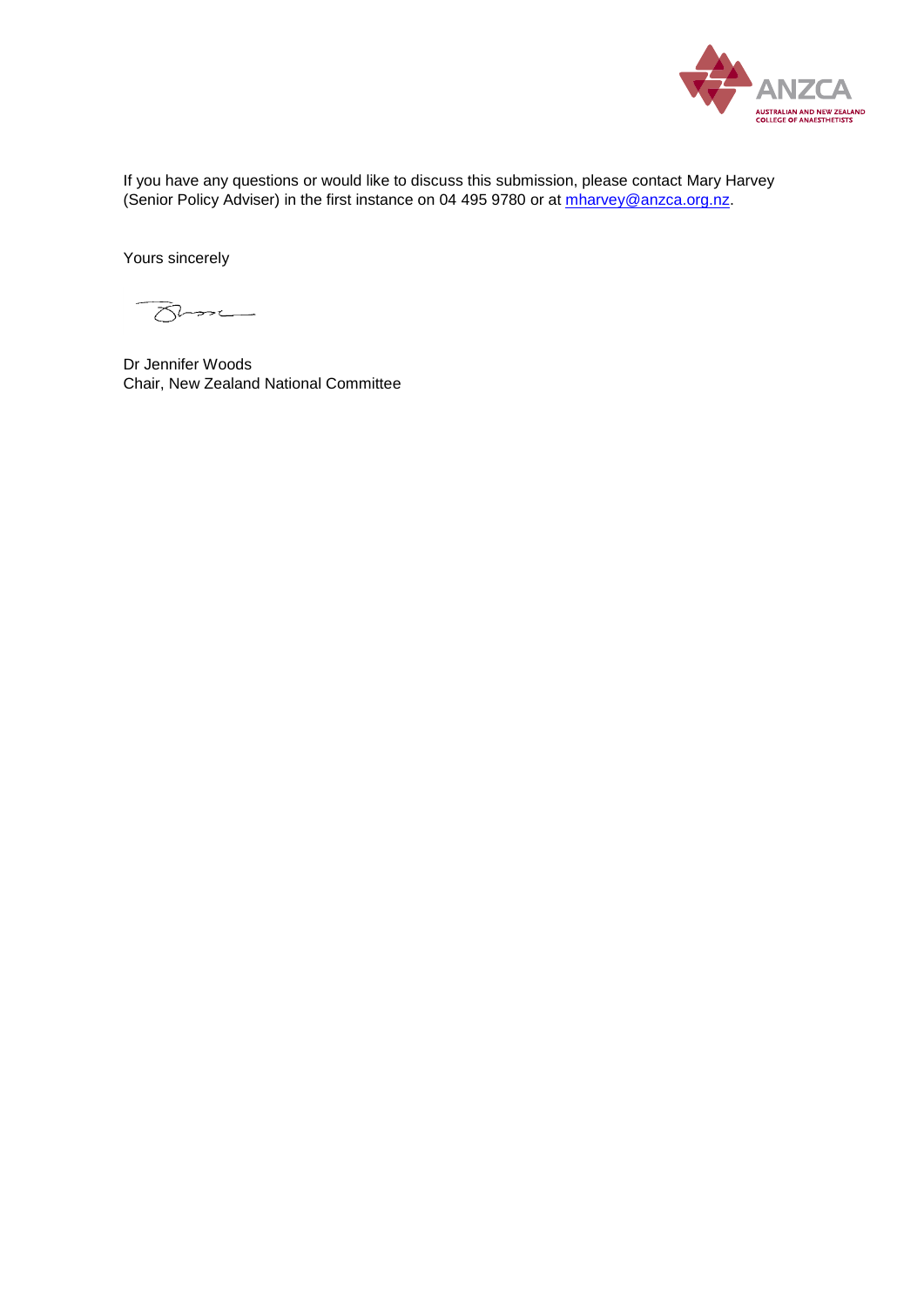If you have any questions or would like to discuss this submission, please contact Mary Harvey (Senior Policy Adviser) in the first instance on 04 495 9780 or at mharvey@anzca.org.nz.

Yours sincerely

Dr Jennifer Woods
Chair, New Zealand National Committee